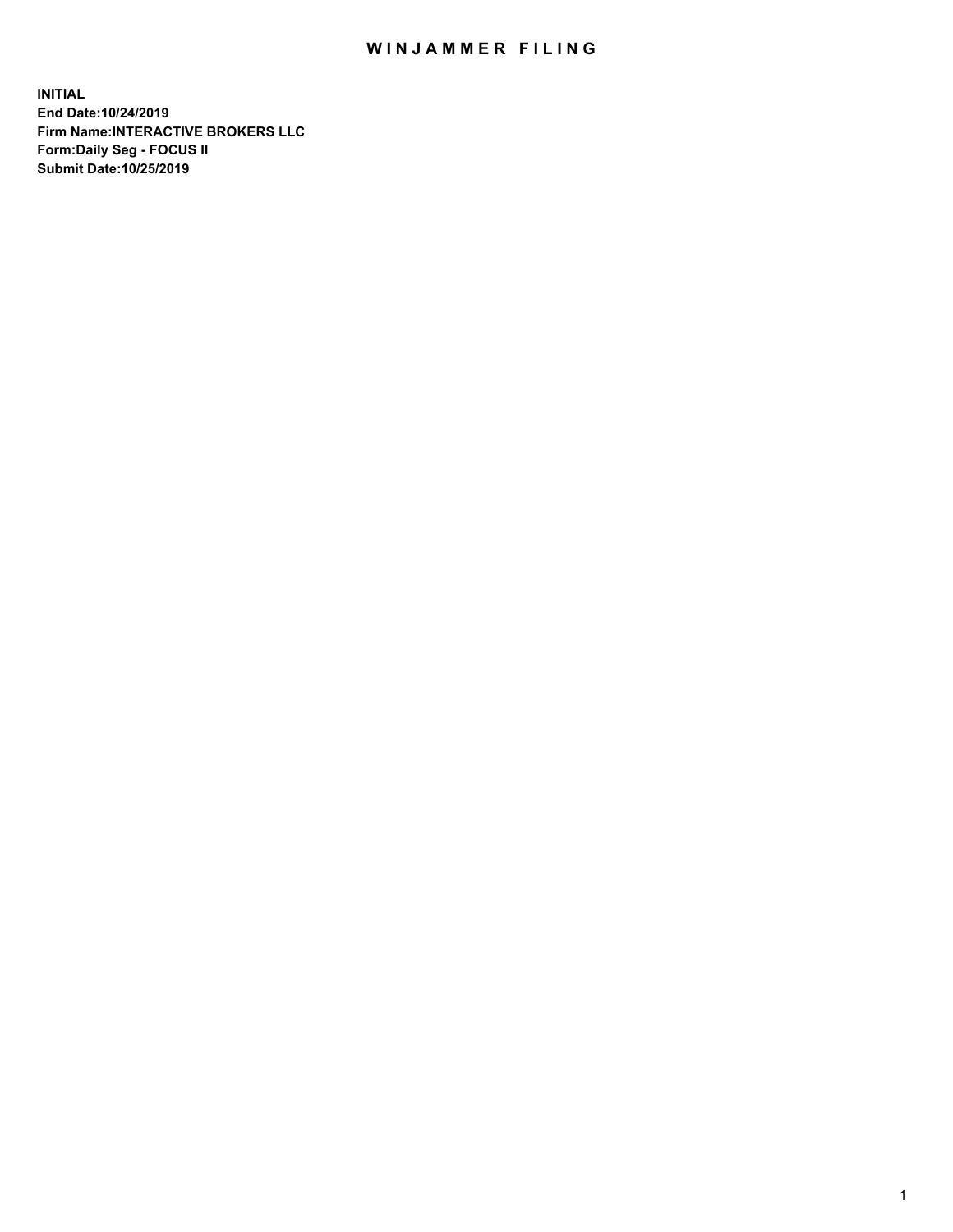# WINJAMMER FILING

**INITIAL**
**End Date:10/24/2019**
**Firm Name:INTERACTIVE BROKERS LLC**
**Form:Daily Seg - FOCUS II**
**Submit Date:10/25/2019**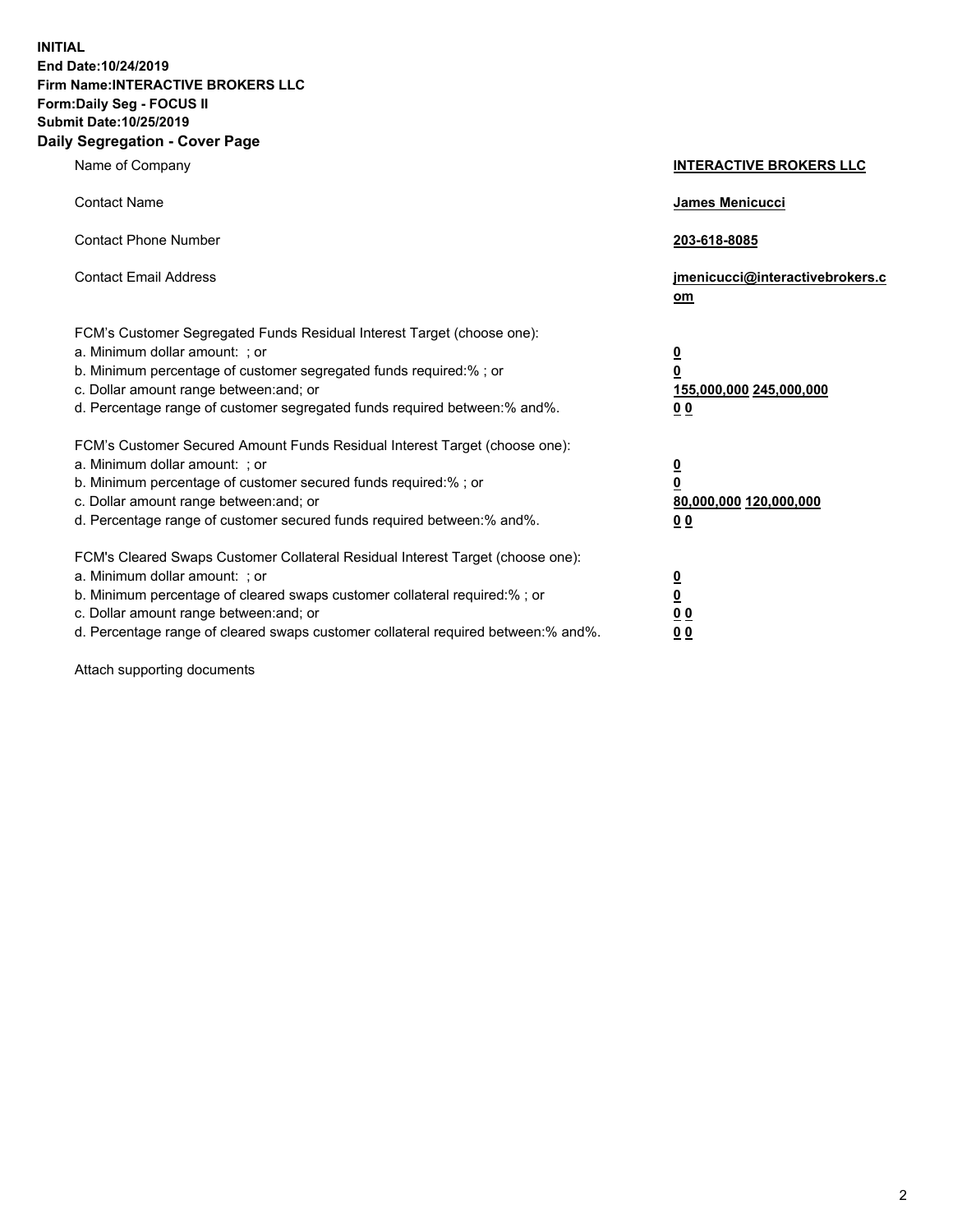**INITIAL**
**End Date:10/24/2019**
**Firm Name:INTERACTIVE BROKERS LLC**
**Form:Daily Seg - FOCUS II**
**Submit Date:10/25/2019**

## Daily Segregation - Cover Page

| | |
|---|---|
| Name of Company | **INTERACTIVE BROKERS LLC** |
| Contact Name | **James Menicucci** |
| Contact Phone Number | **203-618-8085** |
| Contact Email Address | **jmenicucci@interactivebrokers.com** |

FCM's Customer Segregated Funds Residual Interest Target (choose one):

| | |
|---|---|
| a. Minimum dollar amount: ; or | **0** |
| b. Minimum percentage of customer segregated funds required:% ; or | **0** |
| c. Dollar amount range between:and; or | **155,000,000 245,000,000** |
| d. Percentage range of customer segregated funds required between:% and%. | **0 0** |

FCM's Customer Secured Amount Funds Residual Interest Target (choose one):

| | |
|---|---|
| a. Minimum dollar amount: ; or | **0** |
| b. Minimum percentage of customer secured funds required:% ; or | **0** |
| c. Dollar amount range between:and; or | **80,000,000 120,000,000** |
| d. Percentage range of customer secured funds required between:% and%. | **0 0** |

FCM's Cleared Swaps Customer Collateral Residual Interest Target (choose one):

| | |
|---|---|
| a. Minimum dollar amount: ; or | **0** |
| b. Minimum percentage of cleared swaps customer collateral required:% ; or | **0** |
| c. Dollar amount range between:and; or | **0 0** |
| d. Percentage range of cleared swaps customer collateral required between:% and%. | **0 0** |

Attach supporting documents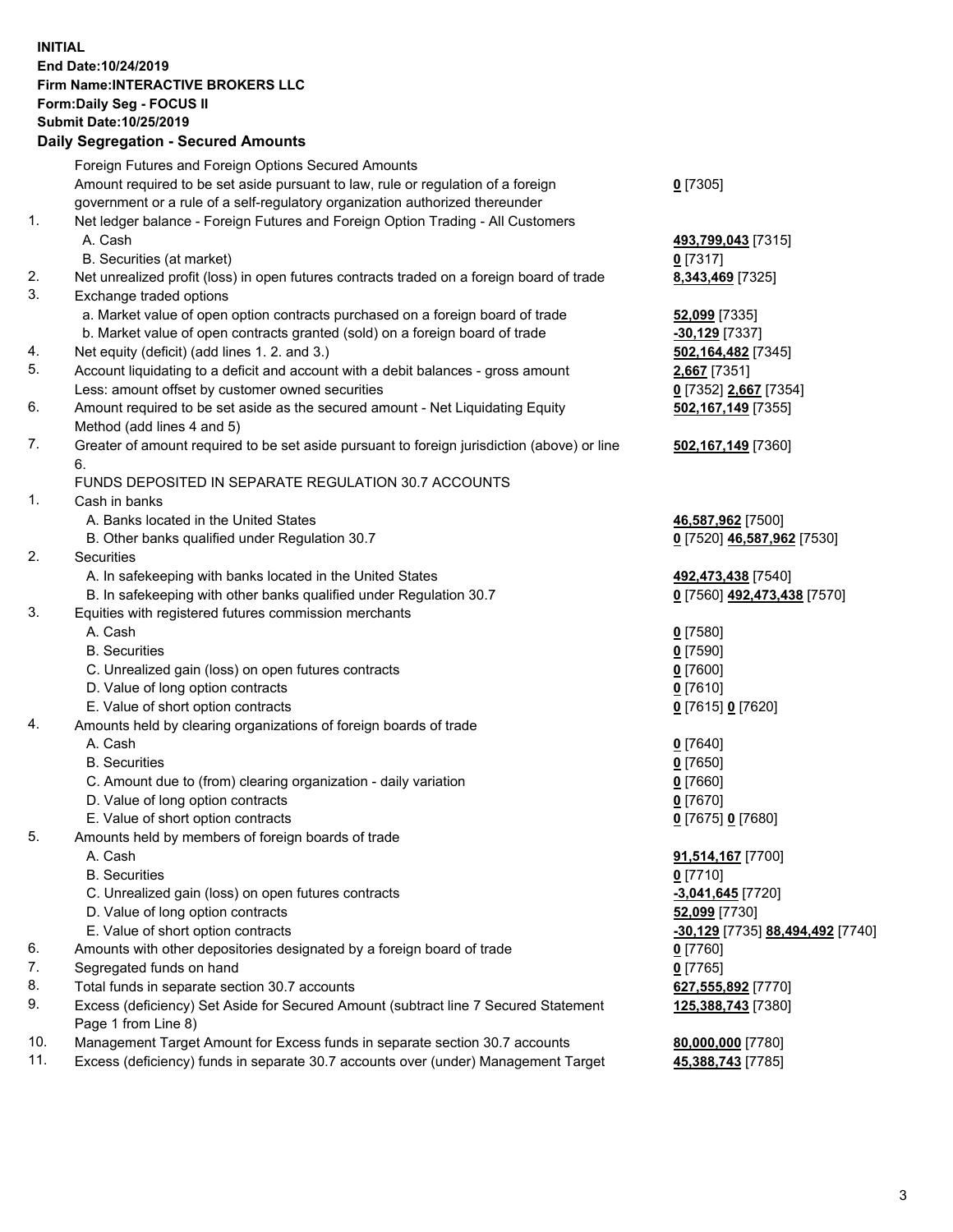**INITIAL**
**End Date:10/24/2019**
**Firm Name:INTERACTIVE BROKERS LLC**
**Form:Daily Seg - FOCUS II**
**Submit Date:10/25/2019**
**Daily Segregation - Secured Amounts**

| | | |
|---|---|---|
| | Foreign Futures and Foreign Options Secured Amounts | |
| | Amount required to be set aside pursuant to law, rule or regulation of a foreign government or a rule of a self-regulatory organization authorized thereunder | **0** [7305] |
| 1. | Net ledger balance - Foreign Futures and Foreign Option Trading - All Customers | |
| | A. Cash | **493,799,043** [7315] |
| | B. Securities (at market) | **0** [7317] |
| 2. | Net unrealized profit (loss) in open futures contracts traded on a foreign board of trade | **8,343,469** [7325] |
| 3. | Exchange traded options | |
| | a. Market value of open option contracts purchased on a foreign board of trade | **52,099** [7335] |
| | b. Market value of open contracts granted (sold) on a foreign board of trade | **-30,129** [7337] |
| 4. | Net equity (deficit) (add lines 1. 2. and 3.) | **502,164,482** [7345] |
| 5. | Account liquidating to a deficit and account with a debit balances - gross amount | **2,667** [7351] |
| | Less: amount offset by customer owned securities | **0** [7352] **2,667** [7354] |
| 6. | Amount required to be set aside as the secured amount - Net Liquidating Equity Method (add lines 4 and 5) | **502,167,149** [7355] |
| 7. | Greater of amount required to be set aside pursuant to foreign jurisdiction (above) or line 6. | **502,167,149** [7360] |
| | FUNDS DEPOSITED IN SEPARATE REGULATION 30.7 ACCOUNTS | |
| 1. | Cash in banks | |
| | A. Banks located in the United States | **46,587,962** [7500] |
| | B. Other banks qualified under Regulation 30.7 | **0** [7520] **46,587,962** [7530] |
| 2. | Securities | |
| | A. In safekeeping with banks located in the United States | **492,473,438** [7540] |
| | B. In safekeeping with other banks qualified under Regulation 30.7 | **0** [7560] **492,473,438** [7570] |
| 3. | Equities with registered futures commission merchants | |
| | A. Cash | **0** [7580] |
| | B. Securities | **0** [7590] |
| | C. Unrealized gain (loss) on open futures contracts | **0** [7600] |
| | D. Value of long option contracts | **0** [7610] |
| | E. Value of short option contracts | **0** [7615] **0** [7620] |
| 4. | Amounts held by clearing organizations of foreign boards of trade | |
| | A. Cash | **0** [7640] |
| | B. Securities | **0** [7650] |
| | C. Amount due to (from) clearing organization - daily variation | **0** [7660] |
| | D. Value of long option contracts | **0** [7670] |
| | E. Value of short option contracts | **0** [7675] **0** [7680] |
| 5. | Amounts held by members of foreign boards of trade | |
| | A. Cash | **91,514,167** [7700] |
| | B. Securities | **0** [7710] |
| | C. Unrealized gain (loss) on open futures contracts | **-3,041,645** [7720] |
| | D. Value of long option contracts | **52,099** [7730] |
| | E. Value of short option contracts | **-30,129** [7735] **88,494,492** [7740] |
| 6. | Amounts with other depositories designated by a foreign board of trade | **0** [7760] |
| 7. | Segregated funds on hand | **0** [7765] |
| 8. | Total funds in separate section 30.7 accounts | **627,555,892** [7770] |
| 9. | Excess (deficiency) Set Aside for Secured Amount (subtract line 7 Secured Statement Page 1 from Line 8) | **125,388,743** [7380] |
| 10. | Management Target Amount for Excess funds in separate section 30.7 accounts | **80,000,000** [7780] |
| 11. | Excess (deficiency) funds in separate 30.7 accounts over (under) Management Target | **45,388,743** [7785] |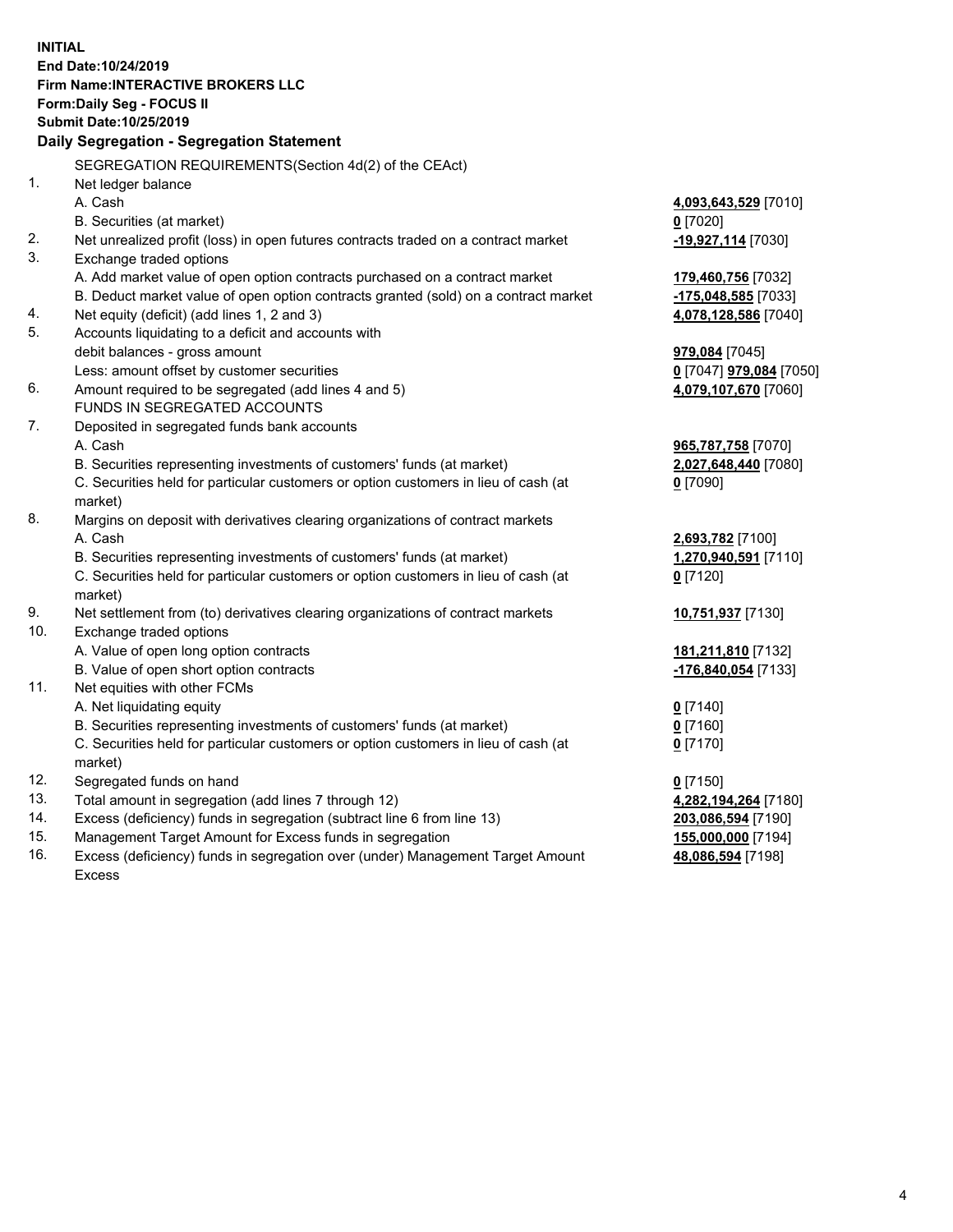**INITIAL**
**End Date:10/24/2019**
**Firm Name:INTERACTIVE BROKERS LLC**
**Form:Daily Seg - FOCUS II**
**Submit Date:10/25/2019**

### Daily Segregation - Segregation Statement

SEGREGATION REQUIREMENTS(Section 4d(2) of the CEAct)

| | | |
|---|---|---|
| 1. | Net ledger balance | |
| | A. Cash | **4,093,643,529** [7010] |
| | B. Securities (at market) | **0** [7020] |
| 2. | Net unrealized profit (loss) in open futures contracts traded on a contract market | **-19,927,114** [7030] |
| 3. | Exchange traded options | |
| | A. Add market value of open option contracts purchased on a contract market | **179,460,756** [7032] |
| | B. Deduct market value of open option contracts granted (sold) on a contract market | **-175,048,585** [7033] |
| 4. | Net equity (deficit) (add lines 1, 2 and 3) | **4,078,128,586** [7040] |
| 5. | Accounts liquidating to a deficit and accounts with debit balances - gross amount | **979,084** [7045] |
| | Less: amount offset by customer securities | **0** [7047] **979,084** [7050] |
| 6. | Amount required to be segregated (add lines 4 and 5) | **4,079,107,670** [7060] |
| | FUNDS IN SEGREGATED ACCOUNTS | |
| 7. | Deposited in segregated funds bank accounts | |
| | A. Cash | **965,787,758** [7070] |
| | B. Securities representing investments of customers' funds (at market) | **2,027,648,440** [7080] |
| | C. Securities held for particular customers or option customers in lieu of cash (at market) | **0** [7090] |
| 8. | Margins on deposit with derivatives clearing organizations of contract markets | |
| | A. Cash | **2,693,782** [7100] |
| | B. Securities representing investments of customers' funds (at market) | **1,270,940,591** [7110] |
| | C. Securities held for particular customers or option customers in lieu of cash (at market) | **0** [7120] |
| 9. | Net settlement from (to) derivatives clearing organizations of contract markets | **10,751,937** [7130] |
| 10. | Exchange traded options | |
| | A. Value of open long option contracts | **181,211,810** [7132] |
| | B. Value of open short option contracts | **-176,840,054** [7133] |
| 11. | Net equities with other FCMs | |
| | A. Net liquidating equity | **0** [7140] |
| | B. Securities representing investments of customers' funds (at market) | **0** [7160] |
| | C. Securities held for particular customers or option customers in lieu of cash (at market) | **0** [7170] |
| 12. | Segregated funds on hand | **0** [7150] |
| 13. | Total amount in segregation (add lines 7 through 12) | **4,282,194,264** [7180] |
| 14. | Excess (deficiency) funds in segregation (subtract line 6 from line 13) | **203,086,594** [7190] |
| 15. | Management Target Amount for Excess funds in segregation | **155,000,000** [7194] |
| 16. | Excess (deficiency) funds in segregation over (under) Management Target Amount Excess | **48,086,594** [7198] |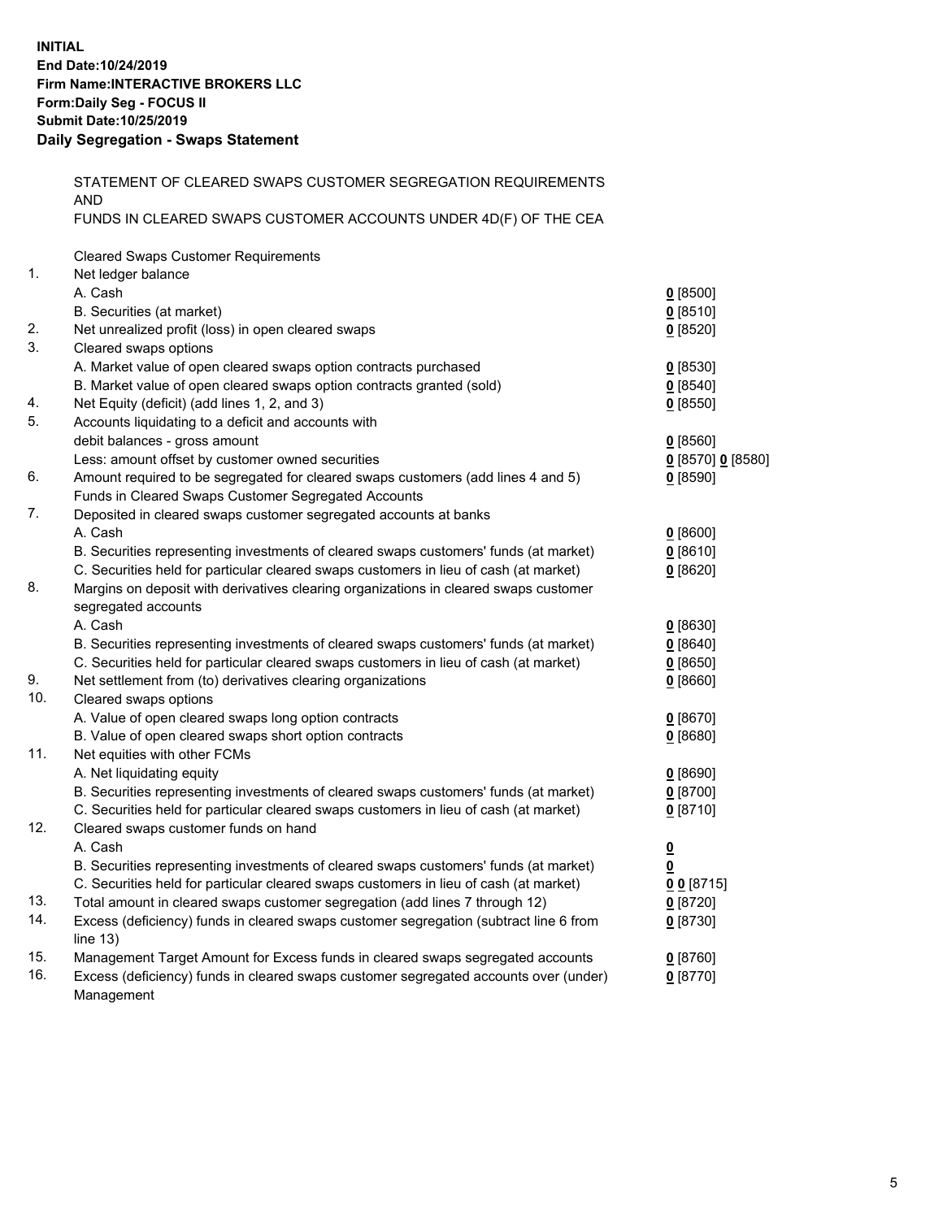**INITIAL**
**End Date:10/24/2019**
**Firm Name:INTERACTIVE BROKERS LLC**
**Form:Daily Seg - FOCUS II**
**Submit Date:10/25/2019**
**Daily Segregation - Swaps Statement**

STATEMENT OF CLEARED SWAPS CUSTOMER SEGREGATION REQUIREMENTS AND FUNDS IN CLEARED SWAPS CUSTOMER ACCOUNTS UNDER 4D(F) OF THE CEA

| | | |
|---|---|---|
| | Cleared Swaps Customer Requirements | |
| 1. | Net ledger balance | |
| | A. Cash | 0 [8500] |
| | B. Securities (at market) | 0 [8510] |
| 2. | Net unrealized profit (loss) in open cleared swaps | 0 [8520] |
| 3. | Cleared swaps options | |
| | A. Market value of open cleared swaps option contracts purchased | 0 [8530] |
| | B. Market value of open cleared swaps option contracts granted (sold) | 0 [8540] |
| 4. | Net Equity (deficit) (add lines 1, 2, and 3) | 0 [8550] |
| 5. | Accounts liquidating to a deficit and accounts with debit balances - gross amount | 0 [8560] |
| | Less: amount offset by customer owned securities | 0 [8570] 0 [8580] |
| 6. | Amount required to be segregated for cleared swaps customers (add lines 4 and 5) | 0 [8590] |
| | Funds in Cleared Swaps Customer Segregated Accounts | |
| 7. | Deposited in cleared swaps customer segregated accounts at banks | |
| | A. Cash | 0 [8600] |
| | B. Securities representing investments of cleared swaps customers' funds (at market) | 0 [8610] |
| | C. Securities held for particular cleared swaps customers in lieu of cash (at market) | 0 [8620] |
| 8. | Margins on deposit with derivatives clearing organizations in cleared swaps customer segregated accounts | |
| | A. Cash | 0 [8630] |
| | B. Securities representing investments of cleared swaps customers' funds (at market) | 0 [8640] |
| | C. Securities held for particular cleared swaps customers in lieu of cash (at market) | 0 [8650] |
| 9. | Net settlement from (to) derivatives clearing organizations | 0 [8660] |
| 10. | Cleared swaps options | |
| | A. Value of open cleared swaps long option contracts | 0 [8670] |
| | B. Value of open cleared swaps short option contracts | 0 [8680] |
| 11. | Net equities with other FCMs | |
| | A. Net liquidating equity | 0 [8690] |
| | B. Securities representing investments of cleared swaps customers' funds (at market) | 0 [8700] |
| | C. Securities held for particular cleared swaps customers in lieu of cash (at market) | 0 [8710] |
| 12. | Cleared swaps customer funds on hand | |
| | A. Cash | 0 |
| | B. Securities representing investments of cleared swaps customers' funds (at market) | 0 |
| | C. Securities held for particular cleared swaps customers in lieu of cash (at market) | 0 0 [8715] |
| 13. | Total amount in cleared swaps customer segregation (add lines 7 through 12) | 0 [8720] |
| 14. | Excess (deficiency) funds in cleared swaps customer segregation (subtract line 6 from line 13) | 0 [8730] |
| 15. | Management Target Amount for Excess funds in cleared swaps segregated accounts | 0 [8760] |
| 16. | Excess (deficiency) funds in cleared swaps customer segregated accounts over (under) Management | 0 [8770] |